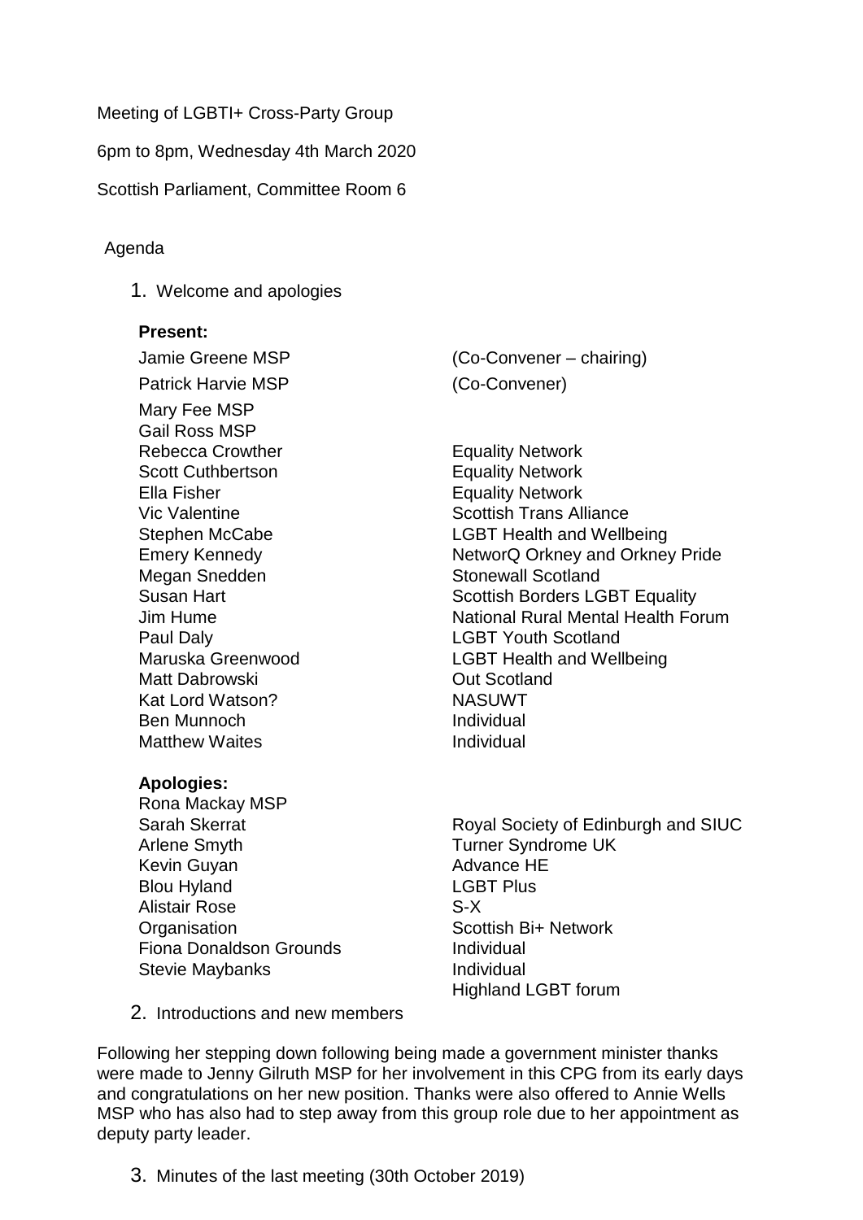Meeting of LGBTI+ Cross-Party Group

6pm to 8pm, Wednesday 4th March 2020

Scottish Parliament, Committee Room 6

Agenda

1. Welcome and apologies

**Present:**

| | |
|---|---|
| Jamie Greene MSP | (Co-Convener – chairing) |
| Patrick Harvie MSP | (Co-Convener) |
| Mary Fee MSP | |
| Gail Ross MSP | |
| Rebecca Crowther | Equality Network |
| Scott Cuthbertson | Equality Network |
| Ella Fisher | Equality Network |
| Vic Valentine | Scottish Trans Alliance |
| Stephen McCabe | LGBT Health and Wellbeing |
| Emery Kennedy | NetworQ Orkney and Orkney Pride |
| Megan Snedden | Stonewall Scotland |
| Susan Hart | Scottish Borders LGBT Equality |
| Jim Hume | National Rural Mental Health Forum |
| Paul Daly | LGBT Youth Scotland |
| Maruska Greenwood | LGBT Health and Wellbeing |
| Matt Dabrowski | Out Scotland |
| Kat Lord Watson? | NASUWT |
| Ben Munnoch | Individual |
| Matthew Waites | Individual |

**Apologies:**

| | |
|---|---|
| Rona Mackay MSP | |
| Sarah Skerrat | Royal Society of Edinburgh and SIUC |
| Arlene Smyth | Turner Syndrome UK |
| Kevin Guyan | Advance HE |
| Blou Hyland | LGBT Plus |
| Alistair Rose | S-X |
| Organisation | Scottish Bi+ Network |
| Fiona Donaldson Grounds | Individual |
| Stevie Maybanks | Individual |
| | Highland LGBT forum |

2. Introductions and new members

Following her stepping down following being made a government minister thanks were made to Jenny Gilruth MSP for her involvement in this CPG from its early days and congratulations on her new position. Thanks were also offered to Annie Wells MSP who has also had to step away from this group role due to her appointment as deputy party leader.

3. Minutes of the last meeting (30th October 2019)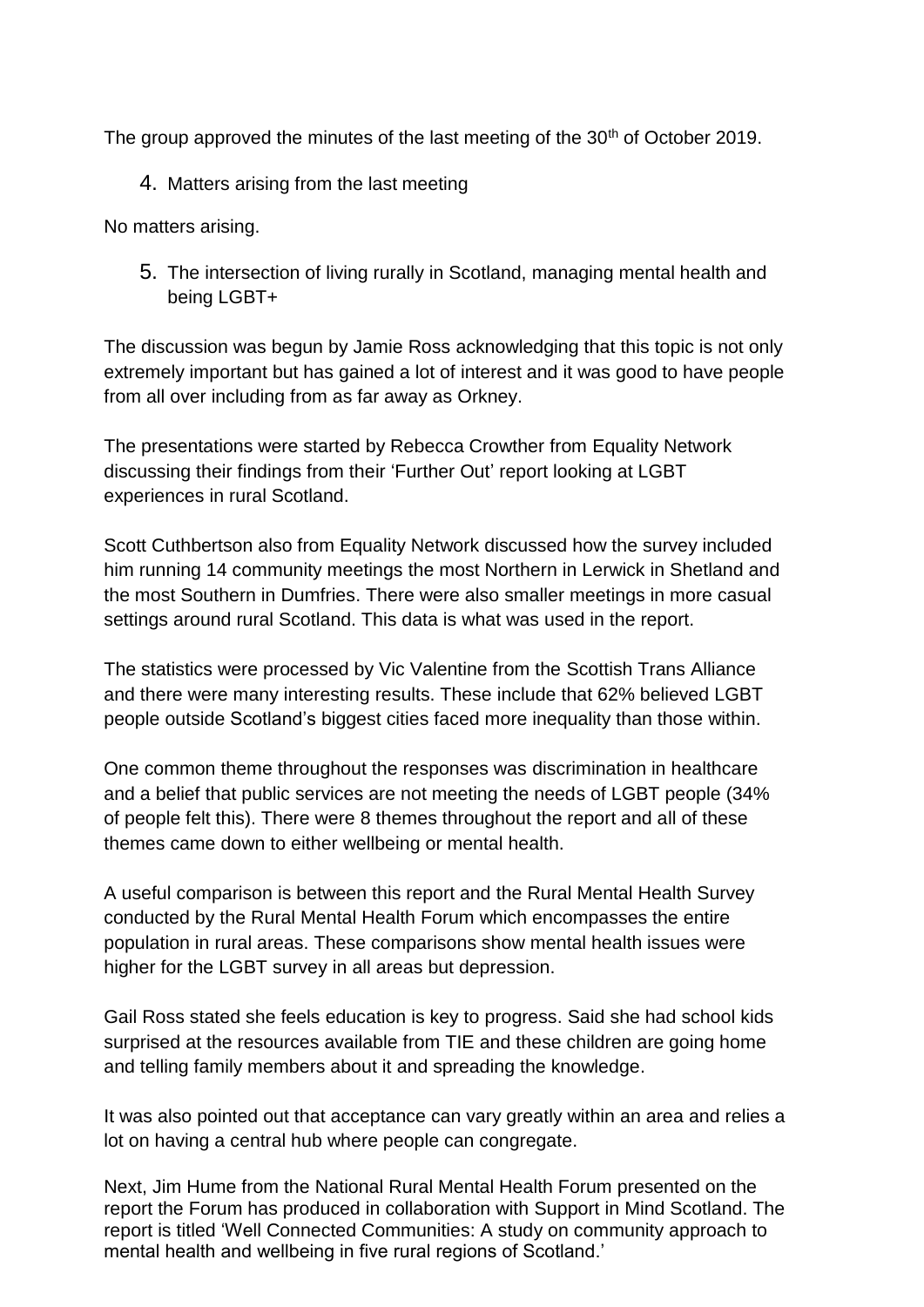The group approved the minutes of the last meeting of the 30th of October 2019.

4. Matters arising from the last meeting

No matters arising.

5. The intersection of living rurally in Scotland, managing mental health and being LGBT+

The discussion was begun by Jamie Ross acknowledging that this topic is not only extremely important but has gained a lot of interest and it was good to have people from all over including from as far away as Orkney.

The presentations were started by Rebecca Crowther from Equality Network discussing their findings from their 'Further Out' report looking at LGBT experiences in rural Scotland.

Scott Cuthbertson also from Equality Network discussed how the survey included him running 14 community meetings the most Northern in Lerwick in Shetland and the most Southern in Dumfries. There were also smaller meetings in more casual settings around rural Scotland. This data is what was used in the report.

The statistics were processed by Vic Valentine from the Scottish Trans Alliance and there were many interesting results. These include that 62% believed LGBT people outside Scotland's biggest cities faced more inequality than those within.

One common theme throughout the responses was discrimination in healthcare and a belief that public services are not meeting the needs of LGBT people (34% of people felt this). There were 8 themes throughout the report and all of these themes came down to either wellbeing or mental health.

A useful comparison is between this report and the Rural Mental Health Survey conducted by the Rural Mental Health Forum which encompasses the entire population in rural areas. These comparisons show mental health issues were higher for the LGBT survey in all areas but depression.

Gail Ross stated she feels education is key to progress. Said she had school kids surprised at the resources available from TIE and these children are going home and telling family members about it and spreading the knowledge.

It was also pointed out that acceptance can vary greatly within an area and relies a lot on having a central hub where people can congregate.

Next, Jim Hume from the National Rural Mental Health Forum presented on the report the Forum has produced in collaboration with Support in Mind Scotland. The report is titled 'Well Connected Communities: A study on community approach to mental health and wellbeing in five rural regions of Scotland.'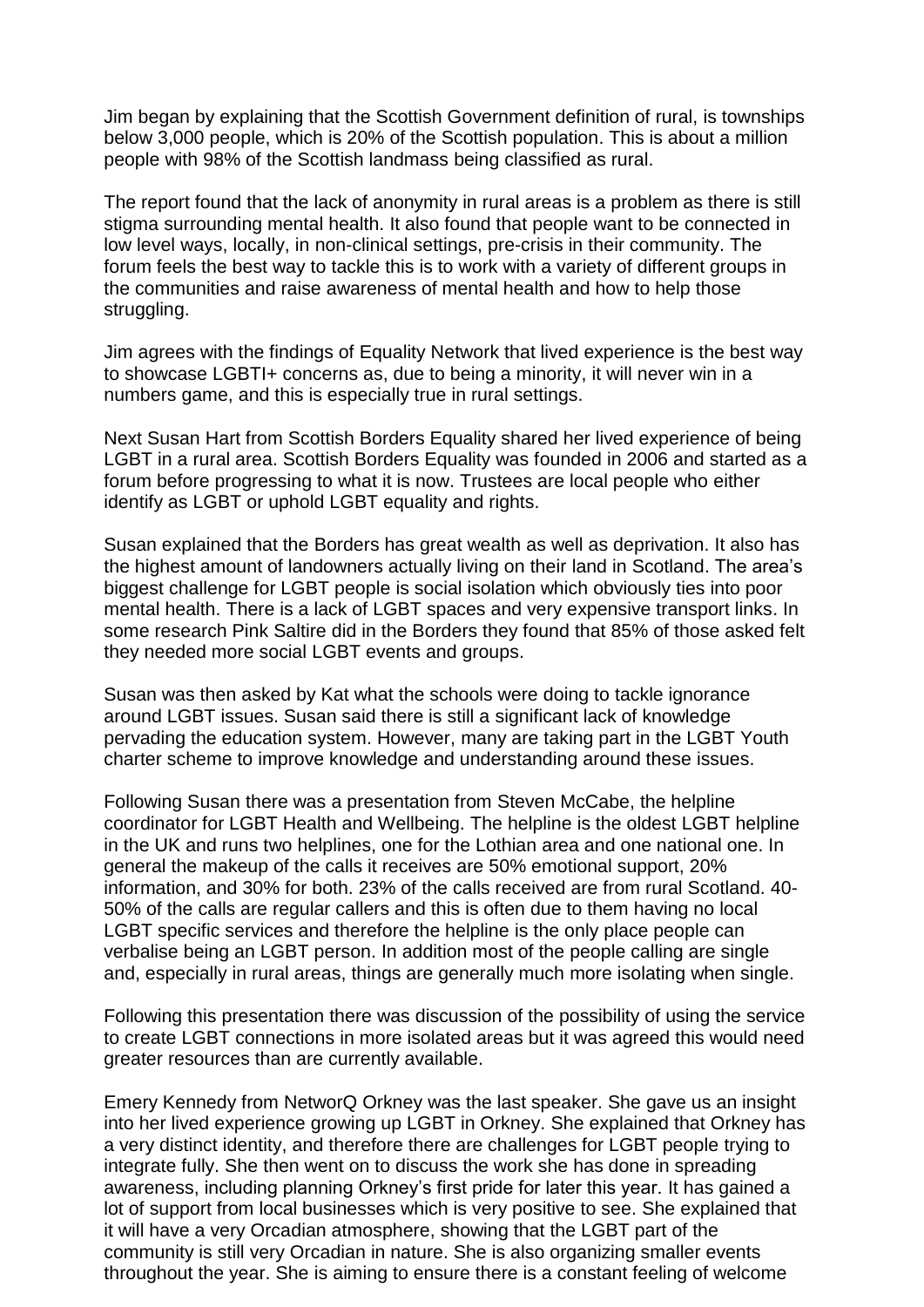Jim began by explaining that the Scottish Government definition of rural, is townships below 3,000 people, which is 20% of the Scottish population. This is about a million people with 98% of the Scottish landmass being classified as rural.

The report found that the lack of anonymity in rural areas is a problem as there is still stigma surrounding mental health. It also found that people want to be connected in low level ways, locally, in non-clinical settings, pre-crisis in their community. The forum feels the best way to tackle this is to work with a variety of different groups in the communities and raise awareness of mental health and how to help those struggling.

Jim agrees with the findings of Equality Network that lived experience is the best way to showcase LGBTI+ concerns as, due to being a minority, it will never win in a numbers game, and this is especially true in rural settings.

Next Susan Hart from Scottish Borders Equality shared her lived experience of being LGBT in a rural area. Scottish Borders Equality was founded in 2006 and started as a forum before progressing to what it is now. Trustees are local people who either identify as LGBT or uphold LGBT equality and rights.

Susan explained that the Borders has great wealth as well as deprivation. It also has the highest amount of landowners actually living on their land in Scotland. The area's biggest challenge for LGBT people is social isolation which obviously ties into poor mental health. There is a lack of LGBT spaces and very expensive transport links. In some research Pink Saltire did in the Borders they found that 85% of those asked felt they needed more social LGBT events and groups.

Susan was then asked by Kat what the schools were doing to tackle ignorance around LGBT issues. Susan said there is still a significant lack of knowledge pervading the education system. However, many are taking part in the LGBT Youth charter scheme to improve knowledge and understanding around these issues.

Following Susan there was a presentation from Steven McCabe, the helpline coordinator for LGBT Health and Wellbeing. The helpline is the oldest LGBT helpline in the UK and runs two helplines, one for the Lothian area and one national one. In general the makeup of the calls it receives are 50% emotional support, 20% information, and 30% for both. 23% of the calls received are from rural Scotland. 40-50% of the calls are regular callers and this is often due to them having no local LGBT specific services and therefore the helpline is the only place people can verbalise being an LGBT person. In addition most of the people calling are single and, especially in rural areas, things are generally much more isolating when single.

Following this presentation there was discussion of the possibility of using the service to create LGBT connections in more isolated areas but it was agreed this would need greater resources than are currently available.

Emery Kennedy from NetworQ Orkney was the last speaker. She gave us an insight into her lived experience growing up LGBT in Orkney. She explained that Orkney has a very distinct identity, and therefore there are challenges for LGBT people trying to integrate fully. She then went on to discuss the work she has done in spreading awareness, including planning Orkney's first pride for later this year. It has gained a lot of support from local businesses which is very positive to see. She explained that it will have a very Orcadian atmosphere, showing that the LGBT part of the community is still very Orcadian in nature. She is also organizing smaller events throughout the year. She is aiming to ensure there is a constant feeling of welcome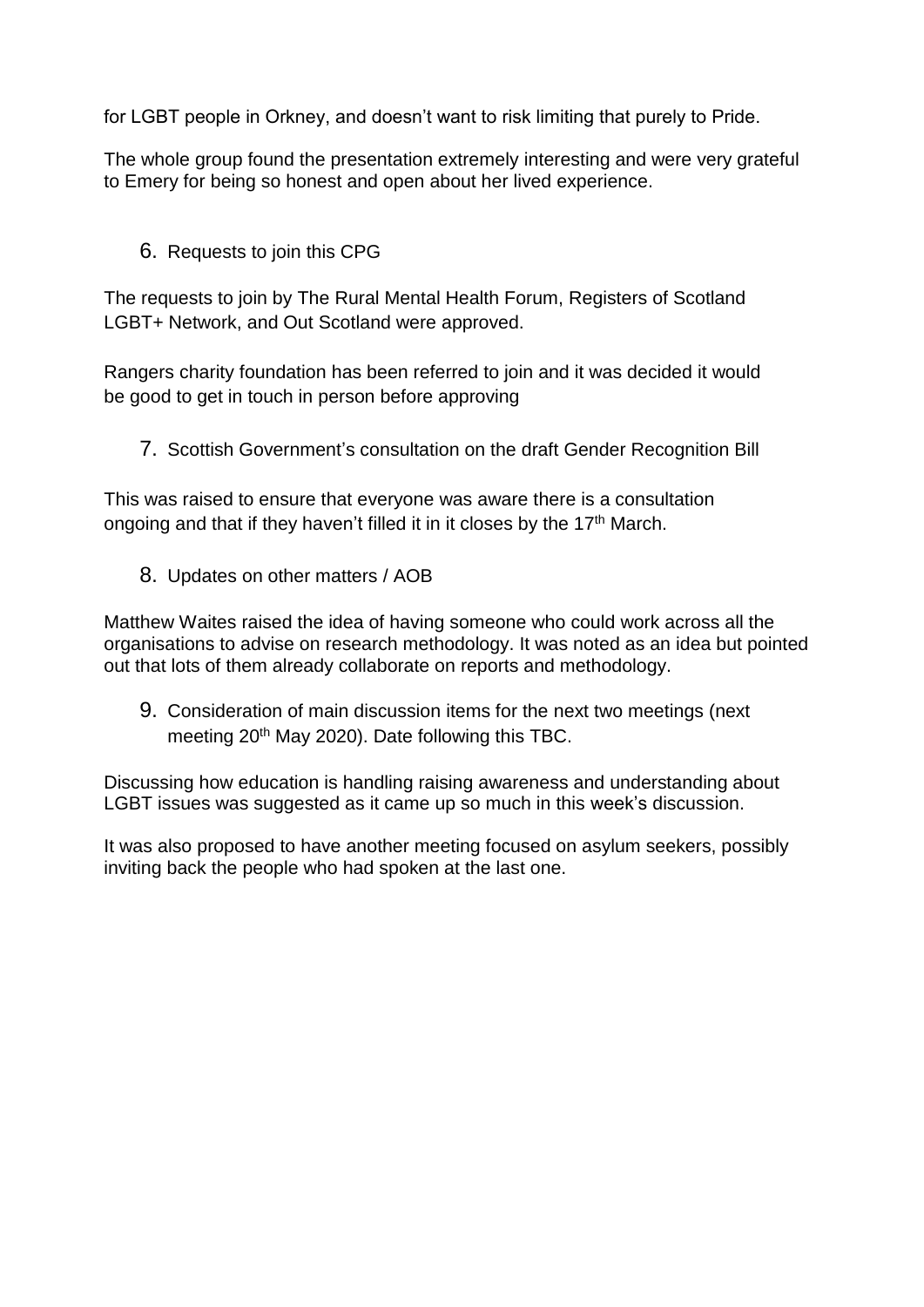for LGBT people in Orkney, and doesn't want to risk limiting that purely to Pride.

The whole group found the presentation extremely interesting and were very grateful to Emery for being so honest and open about her lived experience.

6. Requests to join this CPG

The requests to join by The Rural Mental Health Forum, Registers of Scotland LGBT+ Network, and Out Scotland were approved.

Rangers charity foundation has been referred to join and it was decided it would be good to get in touch in person before approving

7. Scottish Government's consultation on the draft Gender Recognition Bill

This was raised to ensure that everyone was aware there is a consultation ongoing and that if they haven't filled it in it closes by the 17th March.

8. Updates on other matters / AOB

Matthew Waites raised the idea of having someone who could work across all the organisations to advise on research methodology. It was noted as an idea but pointed out that lots of them already collaborate on reports and methodology.

9. Consideration of main discussion items for the next two meetings (next meeting 20th May 2020). Date following this TBC.

Discussing how education is handling raising awareness and understanding about LGBT issues was suggested as it came up so much in this week's discussion.

It was also proposed to have another meeting focused on asylum seekers, possibly inviting back the people who had spoken at the last one.